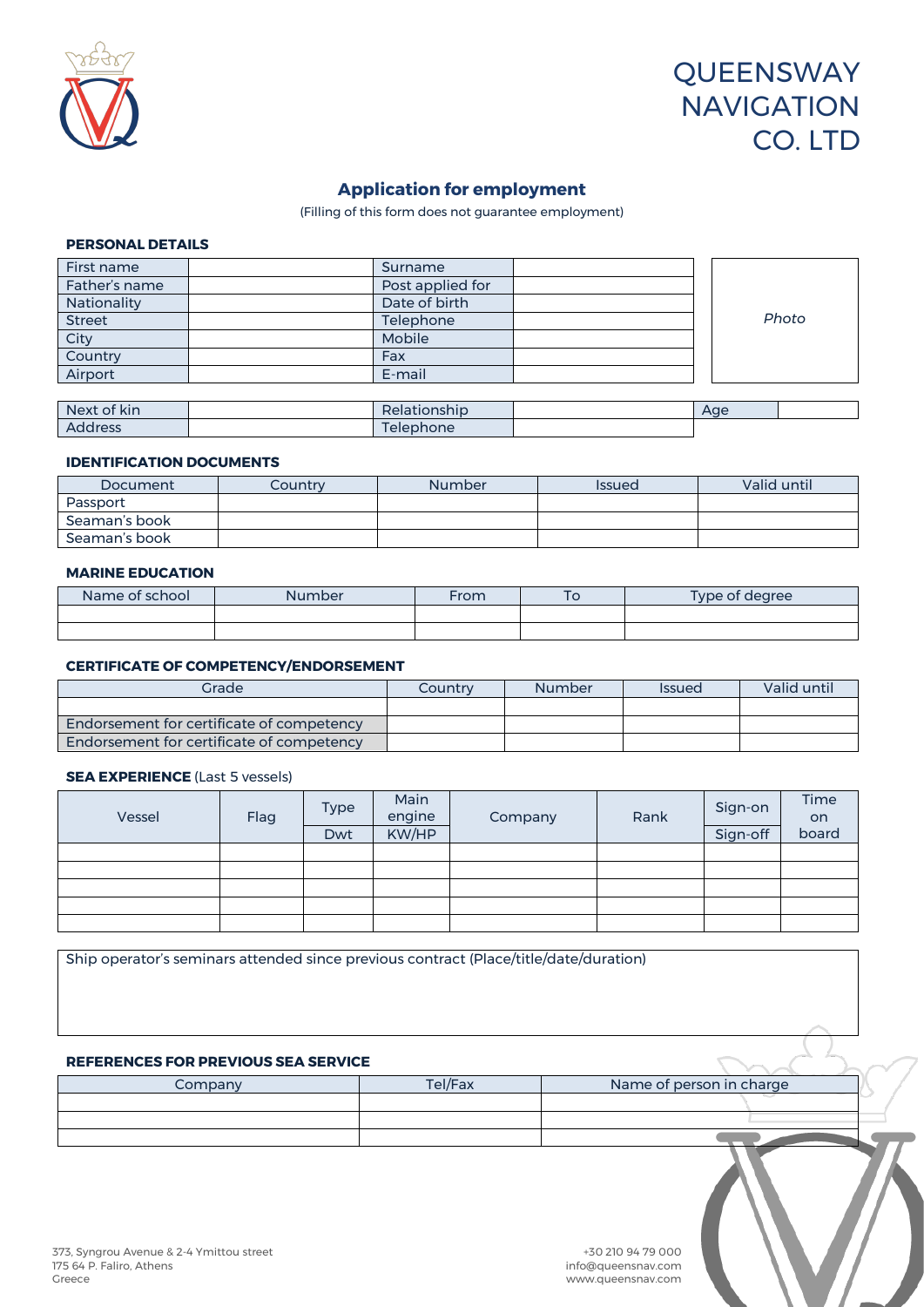# QUEENSWAY NAVIGATION CO. LTD

## Application for employment

(Filling of this form does not guarantee employment)

### PERSONAL DETAILS

| First name | | Surname | |
|---|---|---|---|
| Father's name | | Post applied for | |
| Nationality | | Date of birth | |
| Street | | Telephone | |
| City | | Mobile | |
| Country | | Fax | |
| Airport | | E-mail | |

*Photo*

| Next of kin | | Relationship | | Age | |
|---|---|---|---|---|---|
| Address | | Telephone | | | |

### IDENTIFICATION DOCUMENTS

| Document | Country | Number | Issued | Valid until |
|---|---|---|---|---|
| Passport | | | | |
| Seaman's book | | | | |
| Seaman's book | | | | |

### MARINE EDUCATION

| Name of school | Number | From | To | Type of degree |
|---|---|---|---|---|
| | | | | |
| | | | | |

### CERTIFICATE OF COMPETENCY/ENDORSEMENT

| Grade | Country | Number | Issued | Valid until |
|---|---|---|---|---|
| | | | | |
| Endorsement for certificate of competency | | | | |
| Endorsement for certificate of competency | | | | |

### SEA EXPERIENCE (Last 5 vessels)

| Vessel | Flag | Type | Main engine | Company | Rank | Sign-on | Time on board |
|---|---|---|---|---|---|---|---|
| | | Dwt | KW/HP | | | Sign-off | |
| | | | | | | | |
| | | | | | | | |
| | | | | | | | |
| | | | | | | | |
| | | | | | | | |

Ship operator's seminars attended since previous contract (Place/title/date/duration)

### REFERENCES FOR PREVIOUS SEA SERVICE

| Company | Tel/Fax | Name of person in charge |
|---|---|---|
| | | |
| | | |
| | | |

373, Syngrou Avenue & 2-4 Ymittou street
175 64 P. Faliro, Athens
Greece

+30 210 94 79 000
info@queensnav.com
www.queensnav.com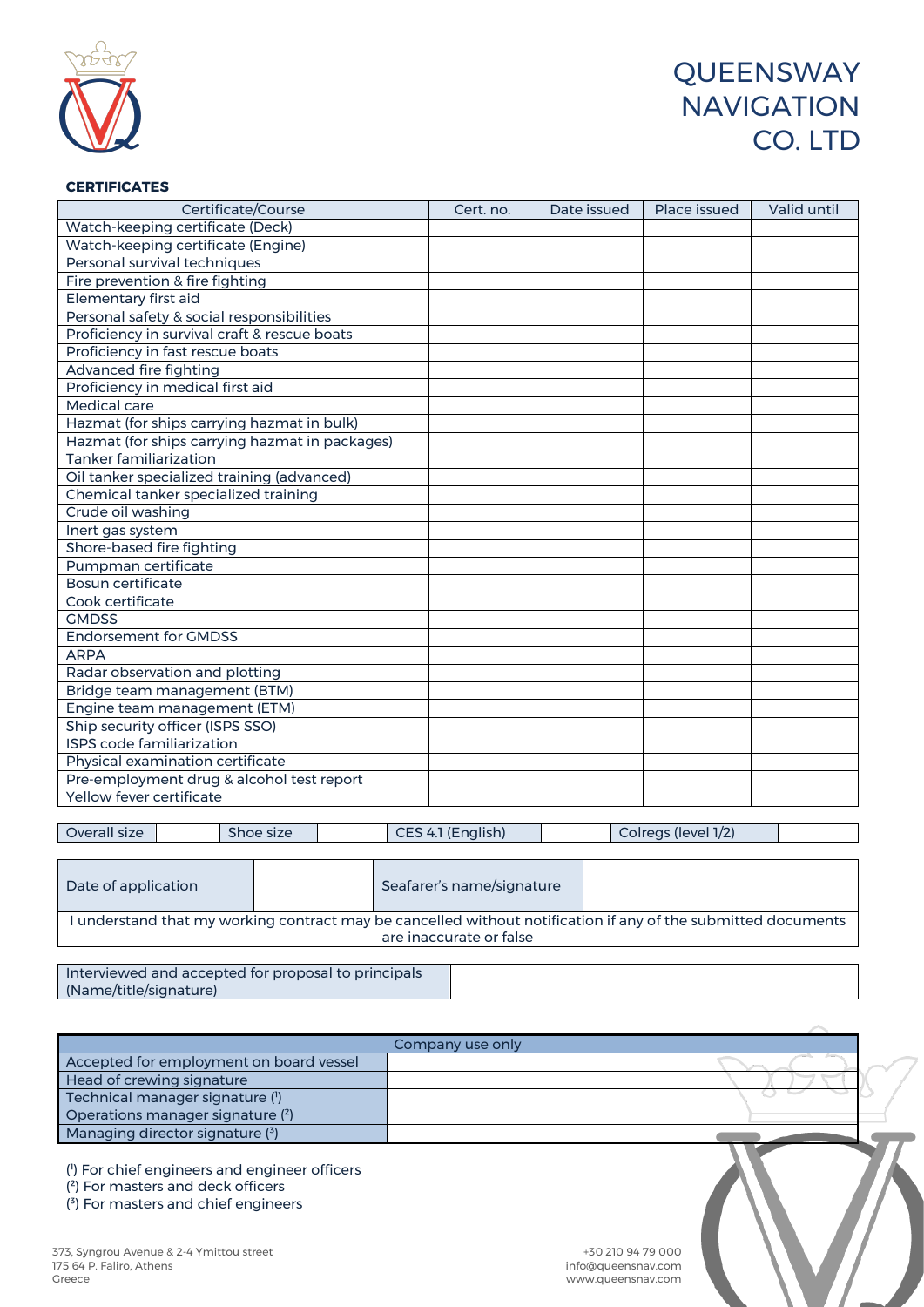# QUEENSWAY NAVIGATION CO. LTD

**CERTIFICATES**

| Certificate/Course | Cert. no. | Date issued | Place issued | Valid until |
|---|---|---|---|---|
| Watch-keeping certificate (Deck) | | | | |
| Watch-keeping certificate (Engine) | | | | |
| Personal survival techniques | | | | |
| Fire prevention & fire fighting | | | | |
| Elementary first aid | | | | |
| Personal safety & social responsibilities | | | | |
| Proficiency in survival craft & rescue boats | | | | |
| Proficiency in fast rescue boats | | | | |
| Advanced fire fighting | | | | |
| Proficiency in medical first aid | | | | |
| Medical care | | | | |
| Hazmat (for ships carrying hazmat in bulk) | | | | |
| Hazmat (for ships carrying hazmat in packages) | | | | |
| Tanker familiarization | | | | |
| Oil tanker specialized training (advanced) | | | | |
| Chemical tanker specialized training | | | | |
| Crude oil washing | | | | |
| Inert gas system | | | | |
| Shore-based fire fighting | | | | |
| Pumpman certificate | | | | |
| Bosun certificate | | | | |
| Cook certificate | | | | |
| GMDSS | | | | |
| Endorsement for GMDSS | | | | |
| ARPA | | | | |
| Radar observation and plotting | | | | |
| Bridge team management (BTM) | | | | |
| Engine team management (ETM) | | | | |
| Ship security officer (ISPS SSO) | | | | |
| ISPS code familiarization | | | | |
| Physical examination certificate | | | | |
| Pre-employment drug & alcohol test report | | | | |
| Yellow fever certificate | | | | |

| | | | | | | | |
|---|---|---|---|---|---|---|---|
| Overall size | | Shoe size | | CES 4.1 (English) | | Colregs (level 1/2) | |

| | | | |
|---|---|---|---|
| Date of application | | Seafarer's name/signature | |

I understand that my working contract may be cancelled without notification if any of the submitted documents are inaccurate or false

| | |
|---|---|
| Interviewed and accepted for proposal to principals (Name/title/signature) | |

| Company use only | |
|---|---|
| Accepted for employment on board vessel | |
| Head of crewing signature | |
| Technical manager signature (1) | |
| Operations manager signature (2) | |
| Managing director signature (3) | |

(1) For chief engineers and engineer officers
(2) For masters and deck officers
(3) For masters and chief engineers

373, Syngrou Avenue & 2-4 Ymittou street
175 64 P. Faliro, Athens
Greece

+30 210 94 79 000
info@queensnav.com
www.queensnav.com